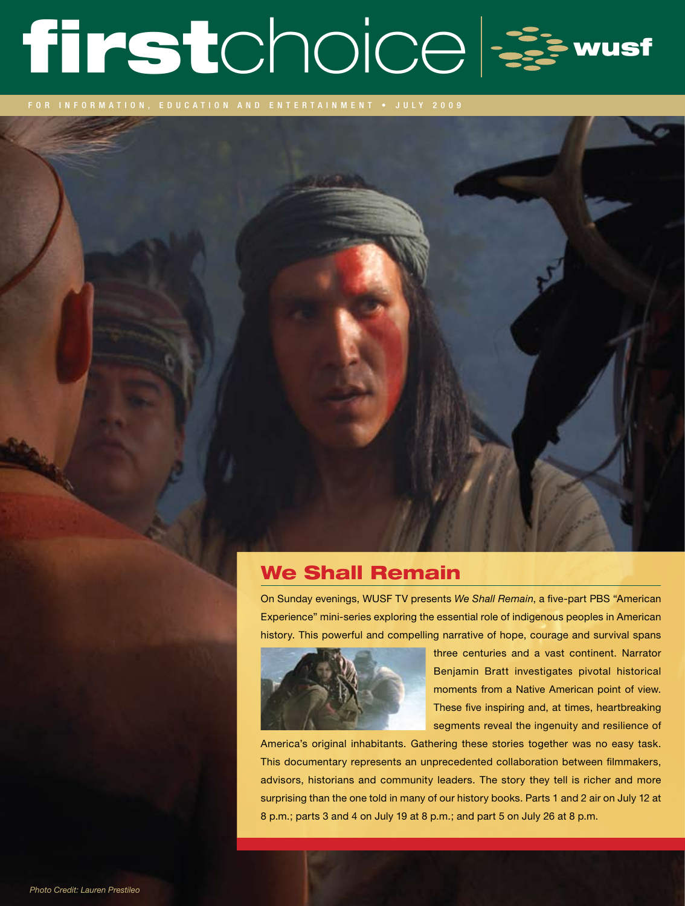# firstchoice | wusf

FOR INFORMATION, EDUCATION AND ENTERTAINMENT • JULY 2009

## We Shall Remain

On Sunday evenings, WUSF TV presents *We Shall Remain*, a five-part PBS "American Experience" mini-series exploring the essential role of indigenous peoples in American history. This powerful and compelling narrative of hope, courage and survival spans three centuries and a vast continent. Narrator Benjamin Bratt investigates pivotal historical moments from a Native American point of view. These five inspiring and, at times, heartbreaking segments reveal the ingenuity and resilience of America's original inhabitants. Gathering these stories together was no easy task. This documentary represents an unprecedented collaboration between filmmakers, advisors, historians and community leaders. The story they tell is richer and more surprising than the one told in many of our history books. Parts 1 and 2 air on July 12 at 8 p.m.; parts 3 and 4 on July 19 at 8 p.m.; and part 5 on July 26 at 8 p.m.

*Photo Credit: Lauren Prestileo*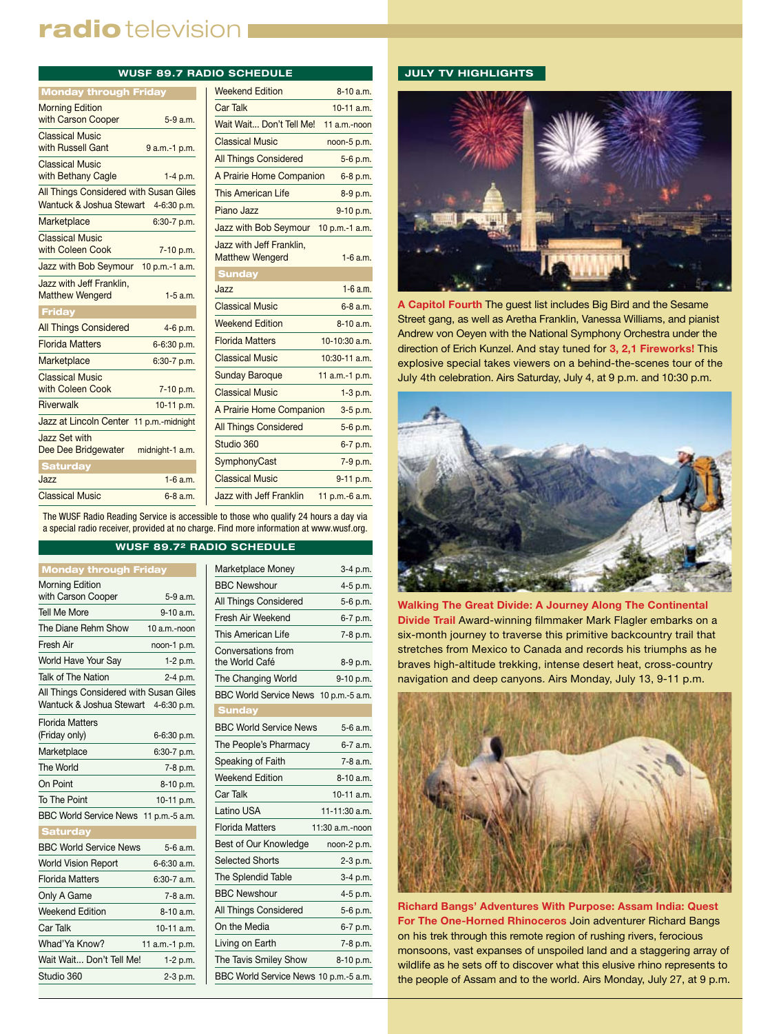# radio television

## WUSF 89.7 RADIO SCHEDULE

| Monday through Friday | |
|---|---|
| Morning Edition with Carson Cooper | 5-9 a.m. |
| Classical Music with Russell Gant | 9 a.m.-1 p.m. |
| Classical Music with Bethany Cagle | 1-4 p.m. |
| All Things Considered with Susan Giles Wantuck & Joshua Stewart | 4-6:30 p.m. |
| Marketplace | 6:30-7 p.m. |
| Classical Music with Coleen Cook | 7-10 p.m. |
| Jazz with Bob Seymour | 10 p.m.-1 a.m. |
| Jazz with Jeff Franklin, Matthew Wengerd | 1-5 a.m. |
| **Friday** | |
| All Things Considered | 4-6 p.m. |
| Florida Matters | 6-6:30 p.m. |
| Marketplace | 6:30-7 p.m. |
| Classical Music with Coleen Cook | 7-10 p.m. |
| Riverwalk | 10-11 p.m. |
| Jazz at Lincoln Center | 11 p.m.-midnight |
| Jazz Set with Dee Dee Bridgewater | midnight-1 a.m. |
| **Saturday** | |
| Jazz | 1-6 a.m. |
| Classical Music | 6-8 a.m. |
| Weekend Edition | 8-10 a.m. |
| Car Talk | 10-11 a.m. |
| Wait Wait... Don't Tell Me! | 11 a.m.-noon |
| Classical Music | noon-5 p.m. |
| All Things Considered | 5-6 p.m. |
| A Prairie Home Companion | 6-8 p.m. |
| This American Life | 8-9 p.m. |
| Piano Jazz | 9-10 p.m. |
| Jazz with Bob Seymour | 10 p.m.-1 a.m. |
| Jazz with Jeff Franklin, Matthew Wengerd | 1-6 a.m. |
| **Sunday** | |
| Jazz | 1-6 a.m. |
| Classical Music | 6-8 a.m. |
| Weekend Edition | 8-10 a.m. |
| Florida Matters | 10-10:30 a.m. |
| Classical Music | 10:30-11 a.m. |
| Sunday Baroque | 11 a.m.-1 p.m. |
| Classical Music | 1-3 p.m. |
| A Prairie Home Companion | 3-5 p.m. |
| All Things Considered | 5-6 p.m. |
| Studio 360 | 6-7 p.m. |
| SymphonyCast | 7-9 p.m. |
| Classical Music | 9-11 p.m. |
| Jazz with Jeff Franklin | 11 p.m.-6 a.m. |

The WUSF Radio Reading Service is accessible to those who qualify 24 hours a day via a special radio receiver, provided at no charge. Find more information at www.wusf.org.

## WUSF 89.7² RADIO SCHEDULE

| Monday through Friday | |
|---|---|
| Morning Edition with Carson Cooper | 5-9 a.m. |
| Tell Me More | 9-10 a.m. |
| The Diane Rehm Show | 10 a.m.-noon |
| Fresh Air | noon-1 p.m. |
| World Have Your Say | 1-2 p.m. |
| Talk of The Nation | 2-4 p.m. |
| All Things Considered with Susan Giles Wantuck & Joshua Stewart | 4-6:30 p.m. |
| Florida Matters (Friday only) | 6-6:30 p.m. |
| Marketplace | 6:30-7 p.m. |
| The World | 7-8 p.m. |
| On Point | 8-10 p.m. |
| To The Point | 10-11 p.m. |
| BBC World Service News | 11 p.m.-5 a.m. |
| **Saturday** | |
| BBC World Service News | 5-6 a.m. |
| World Vision Report | 6-6:30 a.m. |
| Florida Matters | 6:30-7 a.m. |
| Only A Game | 7-8 a.m. |
| Weekend Edition | 8-10 a.m. |
| Car Talk | 10-11 a.m. |
| Whad'Ya Know? | 11 a.m.-1 p.m. |
| Wait Wait... Don't Tell Me! | 1-2 p.m. |
| Studio 360 | 2-3 p.m. |
| Marketplace Money | 3-4 p.m. |
| BBC Newshour | 4-5 p.m. |
| All Things Considered | 5-6 p.m. |
| Fresh Air Weekend | 6-7 p.m. |
| This American Life | 7-8 p.m. |
| Conversations from the World Café | 8-9 p.m. |
| The Changing World | 9-10 p.m. |
| BBC World Service News | 10 p.m.-5 a.m. |
| **Sunday** | |
| BBC World Service News | 5-6 a.m. |
| The People's Pharmacy | 6-7 a.m. |
| Speaking of Faith | 7-8 a.m. |
| Weekend Edition | 8-10 a.m. |
| Car Talk | 10-11 a.m. |
| Latino USA | 11-11:30 a.m. |
| Florida Matters | 11:30 a.m.-noon |
| Best of Our Knowledge | noon-2 p.m. |
| Selected Shorts | 2-3 p.m. |
| The Splendid Table | 3-4 p.m. |
| BBC Newshour | 4-5 p.m. |
| All Things Considered | 5-6 p.m. |
| On the Media | 6-7 p.m. |
| Living on Earth | 7-8 p.m. |
| The Tavis Smiley Show | 8-10 p.m. |
| BBC World Service News | 10 p.m.-5 a.m. |

## JULY TV HIGHLIGHTS

**A Capitol Fourth** The guest list includes Big Bird and the Sesame Street gang, as well as Aretha Franklin, Vanessa Williams, and pianist Andrew von Oeyen with the National Symphony Orchestra under the direction of Erich Kunzel. And stay tuned for **3, 2,1 Fireworks!** This explosive special takes viewers on a behind-the-scenes tour of the July 4th celebration. Airs Saturday, July 4, at 9 p.m. and 10:30 p.m.

**Walking The Great Divide: A Journey Along The Continental Divide Trail** Award-winning filmmaker Mark Flagler embarks on a six-month journey to traverse this primitive backcountry trail that stretches from Mexico to Canada and records his triumphs as he braves high-altitude trekking, intense desert heat, cross-country navigation and deep canyons. Airs Monday, July 13, 9-11 p.m.

**Richard Bangs' Adventures With Purpose: Assam India: Quest For The One-Horned Rhinoceros** Join adventurer Richard Bangs on his trek through this remote region of rushing rivers, ferocious monsoons, vast expanses of unspoiled land and a staggering array of wildlife as he sets off to discover what this elusive rhino represents to the people of Assam and to the world. Airs Monday, July 27, at 9 p.m.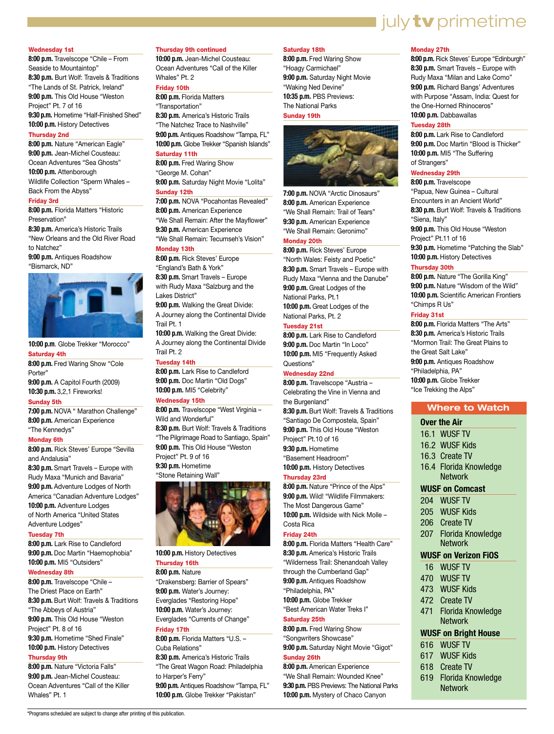# july tv primetime

**Wednesday 1st**
**8:00 p.m.** Travelscope "Chile – From Seaside to Mountaintop"
**8:30 p.m.** Burt Wolf: Travels & Traditions "The Lands of St. Patrick, Ireland"
**9:00 p.m.** This Old House "Weston Project" Pt. 7 of 16
**9:30 p.m.** Hometime "Half-Finished Shed"
**10:00 p.m.** History Detectives

**Thursday 2nd**
**8:00 p.m.** Nature "American Eagle"
**9:00 p.m.** Jean-Michel Cousteau: Ocean Adventures "Sea Ghosts"
**10:00 p.m.** Attenborough Wildlife Collection "Sperm Whales – Back From the Abyss"

**Friday 3rd**
**8:00 p.m.** Florida Matters "Historic Preservation"
**8:30 p.m.** America's Historic Trails "New Orleans and the Old River Road to Natchez"
**9:00 p.m.** Antiques Roadshow "Bismarck, ND"
**10:00 p.m.** Globe Trekker "Morocco"

**Saturday 4th**
**8:00 p.m.** Fred Waring Show "Cole Porter"
**9:00 p.m.** A Capitol Fourth (2009)
**10:30 p.m.** 3,2,1 Fireworks!

**Sunday 5th**
**7:00 p.m.** NOVA " Marathon Challenge"
**8:00 p.m.** American Experience "The Kennedys"

**Monday 6th**
**8:00 p.m.** Rick Steves' Europe "Sevilla and Andalusia"
**8:30 p.m.** Smart Travels – Europe with Rudy Maxa "Munich and Bavaria"
**9:00 p.m.** Adventure Lodges of North America "Canadian Adventure Lodges"
**10:00 p.m.** Adventure Lodges of North America "United States Adventure Lodges"

**Tuesday 7th**
**8:00 p.m.** Lark Rise to Candleford
**9:00 p.m.** Doc Martin "Haemophobia"
**10:00 p.m.** MI5 "Outsiders"

**Wednesday 8th**
**8:00 p.m.** Travelscope "Chile – The Driest Place on Earth"
**8:30 p.m.** Burt Wolf: Travels & Traditions "The Abbeys of Austria"
**9:00 p.m.** This Old House "Weston Project" Pt. 8 of 16
**9:30 p.m.** Hometime "Shed Finale"
**10:00 p.m.** History Detectives

**Thursday 9th**
**8:00 p.m.** Nature "Victoria Falls"
**9:00 p.m.** Jean-Michel Cousteau: Ocean Adventures "Call of the Killer Whales" Pt. 1

**Thursday 9th continued**
**10:00 p.m.** Jean-Michel Cousteau: Ocean Adventures "Call of the Killer Whales" Pt. 2

**Friday 10th**
**8:00 p.m.** Florida Matters "Transportation"
**8:30 p.m.** America's Historic Trails "The Natchez Trace to Nashville"
**9:00 p.m.** Antiques Roadshow "Tampa, FL"
**10:00 p.m.** Globe Trekker "Spanish Islands"

**Saturday 11th**
**8:00 p.m.** Fred Waring Show "George M. Cohan"
**9:00 p.m.** Saturday Night Movie "Lolita"

**Sunday 12th**
**7:00 p.m.** NOVA "Pocahontas Revealed"
**8:00 p.m.** American Experience "We Shall Remain: After the Mayflower"
**9:30 p.m.** American Experience "We Shall Remain: Tecumseh's Vision"

**Monday 13th**
**8:00 p.m.** Rick Steves' Europe "England's Bath & York"
**8:30 p.m.** Smart Travels – Europe with Rudy Maxa "Salzburg and the Lakes District"
**9:00 p.m.** Walking the Great Divide: A Journey along the Continental Divide Trail Pt. 1
**10:00 p.m.** Walking the Great Divide: A Journey along the Continental Divide Trail Pt. 2

**Tuesday 14th**
**8:00 p.m.** Lark Rise to Candleford
**9:00 p.m.** Doc Martin "Old Dogs"
**10:00 p.m.** MI5 "Celebrity"

**Wednesday 15th**
**8:00 p.m.** Travelscope "West Virginia – Wild and Wonderful"
**8:30 p.m.** Burt Wolf: Travels & Traditions "The Pilgrimage Road to Santiago, Spain"
**9:00 p.m.** This Old House "Weston Project" Pt. 9 of 16
**9:30 p.m.** Hometime "Stone Retaining Wall"
**10:00 p.m.** History Detectives

**Thursday 16th**
**8:00 p.m.** Nature "Drakensberg: Barrier of Spears"
**9:00 p.m.** Water's Journey: Everglades "Restoring Hope"
**10:00 p.m.** Water's Journey: Everglades "Currents of Change"

**Friday 17th**
**8:00 p.m.** Florida Matters "U.S. – Cuba Relations"
**8:30 p.m.** America's Historic Trails "The Great Wagon Road: Philadelphia to Harper's Ferry"
**9:00 p.m.** Antiques Roadshow "Tampa, FL"
**10:00 p.m.** Globe Trekker "Pakistan"

**Saturday 18th**
**8:00 p.m.** Fred Waring Show "Hoagy Carmichael"
**9:00 p.m.** Saturday Night Movie "Waking Ned Devine"
**10:35 p.m.** PBS Previews: The National Parks

**Sunday 19th**
**7:00 p.m.** NOVA "Arctic Dinosaurs"
**8:00 p.m.** American Experience "We Shall Remain: Trail of Tears"
**9:30 p.m.** American Experience "We Shall Remain: Geronimo"

**Monday 20th**
**8:00 p.m.** Rick Steves' Europe "North Wales: Feisty and Poetic"
**8:30 p.m.** Smart Travels – Europe with Rudy Maxa "Vienna and the Danube"
**9:00 p.m.** Great Lodges of the National Parks, Pt.1
**10:00 p.m.** Great Lodges of the National Parks, Pt. 2

**Tuesday 21st**
**8:00 p.m.** Lark Rise to Candleford
**9:00 p.m.** Doc Martin "In Loco"
**10:00 p.m.** MI5 "Frequently Asked Questions"

**Wednesday 22nd**
**8:00 p.m.** Travelscope "Austria – Celebrating the Vine in Vienna and the Burgenland"
**8:30 p.m.** Burt Wolf: Travels & Traditions "Santiago De Compostela, Spain"
**9:00 p.m.** This Old House "Weston Project" Pt.10 of 16
**9:30 p.m.** Hometime "Basement Headroom"
**10:00 p.m.** History Detectives

**Thursday 23rd**
**8:00 p.m.** Nature "Prince of the Alps"
**9:00 p.m.** Wild! "Wildlife Filmmakers: The Most Dangerous Game"
**10:00 p.m.** Wildside with Nick Molle – Costa Rica

**Friday 24th**
**8:00 p.m.** Florida Matters "Health Care"
**8:30 p.m.** America's Historic Trails "Wilderness Trail: Shenandoah Valley through the Cumberland Gap"
**9:00 p.m.** Antiques Roadshow "Philadelphia, PA"
**10:00 p.m.** Globe Trekker "Best American Water Treks I"

**Saturday 25th**
**8:00 p.m.** Fred Waring Show "Songwriters Showcase"
**9:00 p.m.** Saturday Night Movie "Gigot"

**Sunday 26th**
**8:00 p.m.** American Experience "We Shall Remain: Wounded Knee"
**9:30 p.m.** PBS Previews: The National Parks
**10:00 p.m.** Mystery of Chaco Canyon

**Monday 27th**
**8:00 p.m.** Rick Steves' Europe "Edinburgh"
**8:30 p.m.** Smart Travels – Europe with Rudy Maxa "Milan and Lake Como"
**9:00 p.m.** Richard Bangs' Adventures with Purpose "Assam, India: Quest for the One-Horned Rhinoceros"
**10:00 p.m.** Dabbawallas

**Tuesday 28th**
**8:00 p.m.** Lark Rise to Candleford
**9:00 p.m.** Doc Martin "Blood is Thicker"
**10:00 p.m.** MI5 "The Suffering of Strangers"

**Wednesday 29th**
**8:00 p.m.** Travelscope "Papua, New Guinea – Cultural Encounters in an Ancient World"
**8:30 p.m.** Burt Wolf: Travels & Traditions "Siena, Italy"
**9:00 p.m.** This Old House "Weston Project" Pt.11 of 16
**9:30 p.m.** Hometime "Patching the Slab"
**10:00 p.m.** History Detectives

**Thursday 30th**
**8:00 p.m.** Nature "The Gorilla King"
**9:00 p.m.** Nature "Wisdom of the Wild"
**10:00 p.m.** Scientific American Frontiers "Chimps R Us"

**Friday 31st**
**8:00 p.m.** Florida Matters "The Arts"
**8:30 p.m.** America's Historic Trails "Mormon Trail: The Great Plains to the Great Salt Lake"
**9:00 p.m.** Antiques Roadshow "Philadelphia, PA"
**10:00 p.m.** Globe Trekker "Ice Trekking the Alps"

## Where to Watch

**Over the Air**
- 16.1 WUSF TV
- 16.2 WUSF Kids
- 16.3 Create TV
- 16.4 Florida Knowledge Network

**WUSF on Comcast**
- 204 WUSF TV
- 205 WUSF Kids
- 206 Create TV
- 207 Florida Knowledge Network

**WUSF on Verizon FiOS**
- 16 WUSF TV
- 470 WUSF TV
- 473 WUSF Kids
- 472 Create TV
- 471 Florida Knowledge Network

**WUSF on Bright House**
- 616 WUSF TV
- 617 WUSF Kids
- 618 Create TV
- 619 Florida Knowledge Network

*Programs scheduled are subject to change after printing of this publication.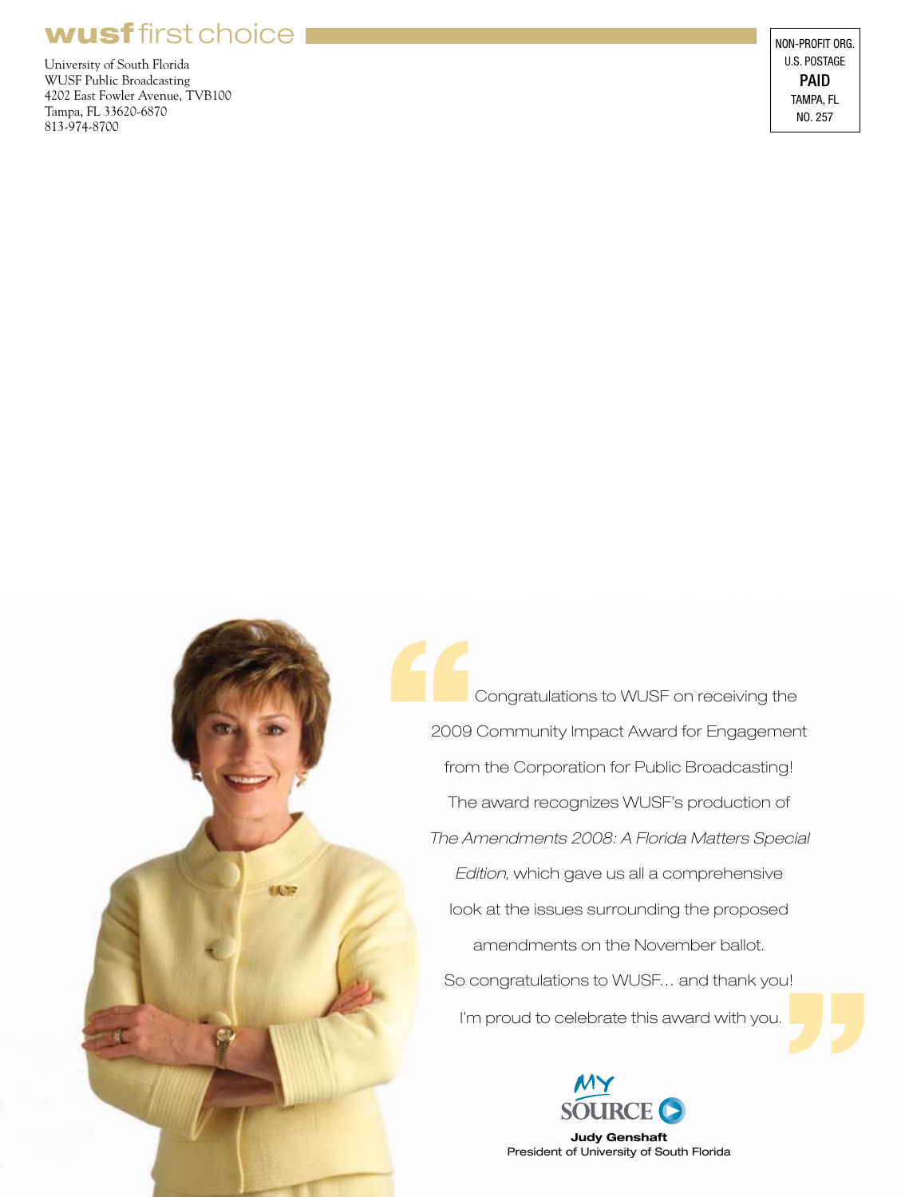**wusf** first choice

University of South Florida
WUSF Public Broadcasting
4202 East Fowler Avenue, TVB100
Tampa, FL 33620-6870
813-974-8700

NON-PROFIT ORG.
U.S. POSTAGE
**PAID**
TAMPA, FL
NO. 257

"Congratulations to WUSF on receiving the 2009 Community Impact Award for Engagement from the Corporation for Public Broadcasting! The award recognizes WUSF's production of *The Amendments 2008: A Florida Matters Special Edition*, which gave us all a comprehensive look at the issues surrounding the proposed amendments on the November ballot. So congratulations to WUSF… and thank you! I'm proud to celebrate this award with you."

MY SOURCE

**Judy Genshaft**
President of University of South Florida